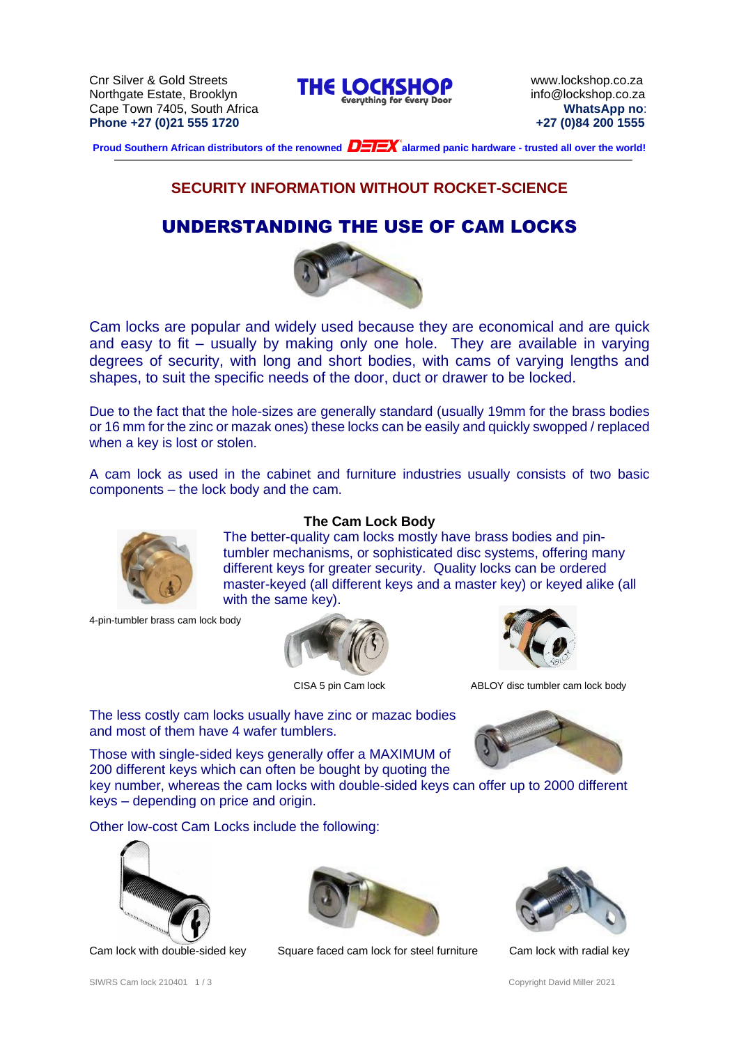Cnr Silver & Gold Streets
Northgate Estate, Brooklyn
Cape Town 7405, South Africa
**Phone +27 (0)21 555 1720**

**THE LOCKSHOP**
Everything for Every Door

www.lockshop.co.za
info@lockshop.co.za
**WhatsApp no**:
**+27 (0)84 200 1555**

**Proud Southern African distributors of the renowned DETEX alarmed panic hardware - trusted all over the world!**

## SECURITY INFORMATION WITHOUT ROCKET-SCIENCE

# UNDERSTANDING THE USE OF CAM LOCKS

Cam locks are popular and widely used because they are economical and are quick and easy to fit – usually by making only one hole. They are available in varying degrees of security, with long and short bodies, with cams of varying lengths and shapes, to suit the specific needs of the door, duct or drawer to be locked.

Due to the fact that the hole-sizes are generally standard (usually 19mm for the brass bodies or 16 mm for the zinc or mazak ones) these locks can be easily and quickly swopped / replaced when a key is lost or stolen.

A cam lock as used in the cabinet and furniture industries usually consists of two basic components – the lock body and the cam.

### The Cam Lock Body

The better-quality cam locks mostly have brass bodies and pin-tumbler mechanisms, or sophisticated disc systems, offering many different keys for greater security. Quality locks can be ordered master-keyed (all different keys and a master key) or keyed alike (all with the same key).

4-pin-tumbler brass cam lock body

CISA 5 pin Cam lock

ABLOY disc tumbler cam lock body

The less costly cam locks usually have zinc or mazac bodies and most of them have 4 wafer tumblers.

Those with single-sided keys generally offer a MAXIMUM of 200 different keys which can often be bought by quoting the key number, whereas the cam locks with double-sided keys can offer up to 2000 different keys – depending on price and origin.

Other low-cost Cam Locks include the following:

Cam lock with double-sided key

Square faced cam lock for steel furniture

Cam lock with radial key

SIWRS Cam lock 210401

Copyright David Miller 2021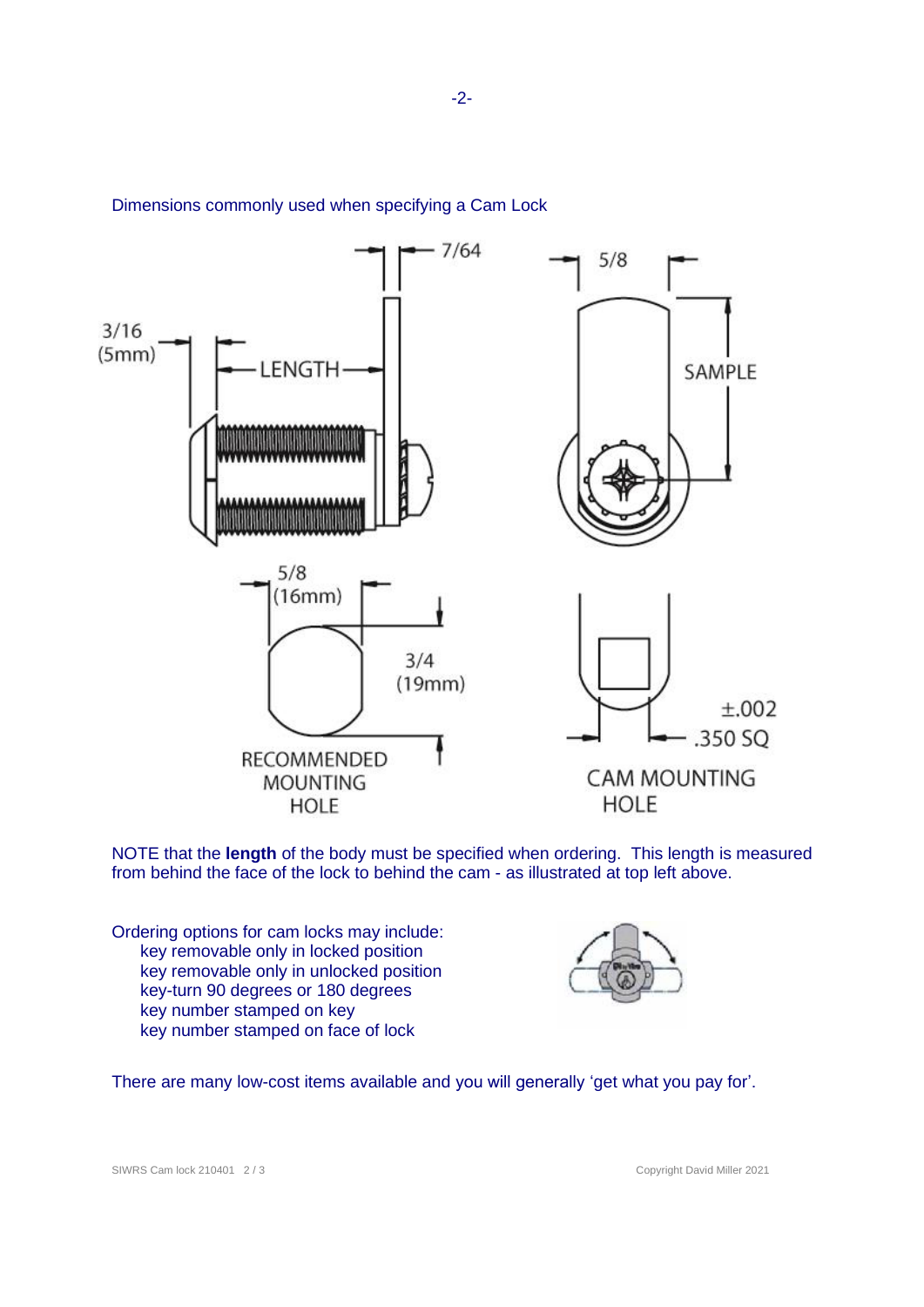Dimensions commonly used when specifying a Cam Lock

3/16 (5mm)

LENGTH

7/64

5/8

SAMPLE

5/8 (16mm)

3/4 (19mm)

RECOMMENDED MOUNTING HOLE

±.002 .350 SQ

CAM MOUNTING HOLE

NOTE that the **length** of the body must be specified when ordering. This length is measured from behind the face of the lock to behind the cam - as illustrated at top left above.

Ordering options for cam locks may include:

- key removable only in locked position
- key removable only in unlocked position
- key-turn 90 degrees or 180 degrees
- key number stamped on key
- key number stamped on face of lock

There are many low-cost items available and you will generally 'get what you pay for'.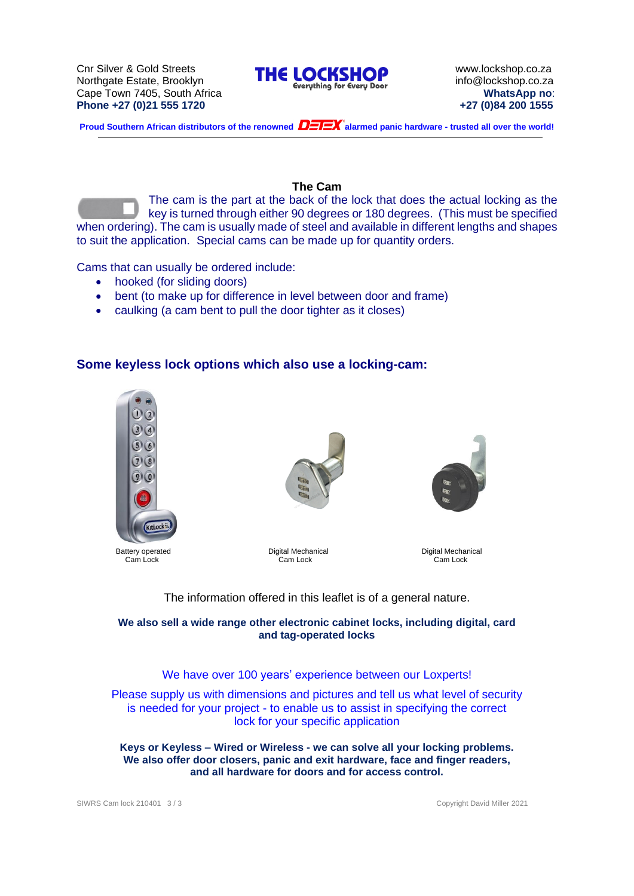Cnr Silver & Gold Streets
Northgate Estate, Brooklyn
Cape Town 7405, South Africa
**Phone +27 (0)21 555 1720**

**THE LOCKSHOP**
Everything for Every Door

www.lockshop.co.za
info@lockshop.co.za
**WhatsApp no**:
**+27 (0)84 200 1555**

**Proud Southern African distributors of the renowned DETEX alarmed panic hardware - trusted all over the world!**

### The Cam

The cam is the part at the back of the lock that does the actual locking as the key is turned through either 90 degrees or 180 degrees. (This must be specified when ordering). The cam is usually made of steel and available in different lengths and shapes to suit the application. Special cams can be made up for quantity orders.

Cams that can usually be ordered include:

- hooked (for sliding doors)
- bent (to make up for difference in level between door and frame)
- caulking (a cam bent to pull the door tighter as it closes)

## Some keyless lock options which also use a locking-cam:

Battery operated Cam Lock

Digital Mechanical Cam Lock

Digital Mechanical Cam Lock

The information offered in this leaflet is of a general nature.

**We also sell a wide range other electronic cabinet locks, including digital, card and tag-operated locks**

We have over 100 years' experience between our Loxperts!

Please supply us with dimensions and pictures and tell us what level of security is needed for your project - to enable us to assist in specifying the correct lock for your specific application

**Keys or Keyless – Wired or Wireless - we can solve all your locking problems. We also offer door closers, panic and exit hardware, face and finger readers, and all hardware for doors and for access control.**

SIWRS Cam lock 210401

Copyright David Miller 2021